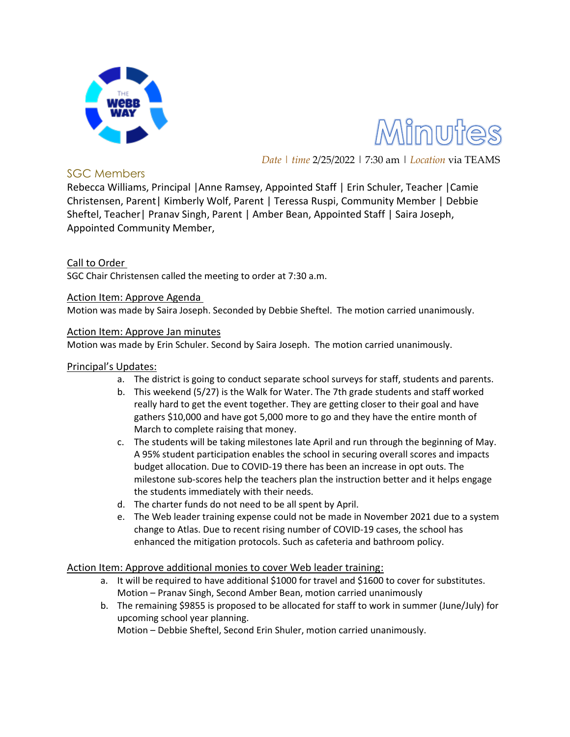# Minutes

*Date | time* 2/25/2022 | 7:30 am | *Location* via TEAMS

## SGC Members

Rebecca Williams, Principal |Anne Ramsey, Appointed Staff | Erin Schuler, Teacher |Camie Christensen, Parent| Kimberly Wolf, Parent | Teressa Ruspi, Community Member | Debbie Sheftel, Teacher| Pranav Singh, Parent | Amber Bean, Appointed Staff | Saira Joseph, Appointed Community Member,

### Call to Order

SGC Chair Christensen called the meeting to order at 7:30 a.m.

### Action Item: Approve Agenda

Motion was made by Saira Joseph. Seconded by Debbie Sheftel. The motion carried unanimously.

### Action Item: Approve Jan minutes

Motion was made by Erin Schuler. Second by Saira Joseph. The motion carried unanimously.

### Principal's Updates:

a. The district is going to conduct separate school surveys for staff, students and parents.
b. This weekend (5/27) is the Walk for Water. The 7th grade students and staff worked really hard to get the event together. They are getting closer to their goal and have gathers $10,000 and have got 5,000 more to go and they have the entire month of March to complete raising that money.
c. The students will be taking milestones late April and run through the beginning of May. A 95% student participation enables the school in securing overall scores and impacts budget allocation. Due to COVID-19 there has been an increase in opt outs. The milestone sub-scores help the teachers plan the instruction better and it helps engage the students immediately with their needs.
d. The charter funds do not need to be all spent by April.
e. The Web leader training expense could not be made in November 2021 due to a system change to Atlas. Due to recent rising number of COVID-19 cases, the school has enhanced the mitigation protocols. Such as cafeteria and bathroom policy.

### Action Item: Approve additional monies to cover Web leader training:

a. It will be required to have additional $1000 for travel and $1600 to cover for substitutes.
   Motion – Pranav Singh, Second Amber Bean, motion carried unanimously
b. The remaining $9855 is proposed to be allocated for staff to work in summer (June/July) for upcoming school year planning.
   Motion – Debbie Sheftel, Second Erin Shuler, motion carried unanimously.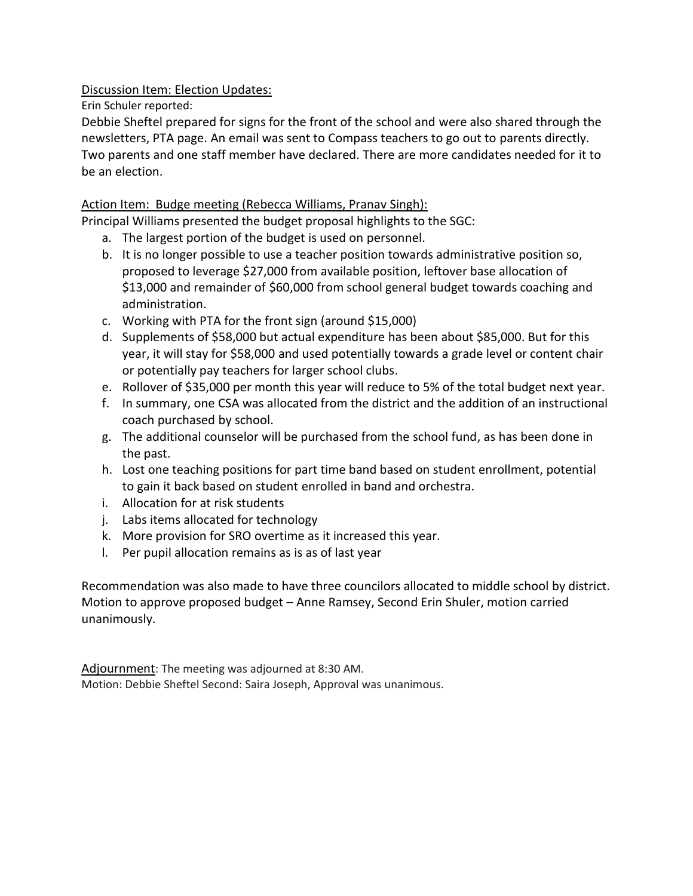Discussion Item: Election Updates:

Erin Schuler reported:

Debbie Sheftel prepared for signs for the front of the school and were also shared through the newsletters, PTA page. An email was sent to Compass teachers to go out to parents directly. Two parents and one staff member have declared. There are more candidates needed for it to be an election.

Action Item: Budge meeting (Rebecca Williams, Pranav Singh):

Principal Williams presented the budget proposal highlights to the SGC:

a. The largest portion of the budget is used on personnel.
b. It is no longer possible to use a teacher position towards administrative position so, proposed to leverage $27,000 from available position, leftover base allocation of $13,000 and remainder of $60,000 from school general budget towards coaching and administration.
c. Working with PTA for the front sign (around $15,000)
d. Supplements of $58,000 but actual expenditure has been about $85,000. But for this year, it will stay for $58,000 and used potentially towards a grade level or content chair or potentially pay teachers for larger school clubs.
e. Rollover of $35,000 per month this year will reduce to 5% of the total budget next year.
f. In summary, one CSA was allocated from the district and the addition of an instructional coach purchased by school.
g. The additional counselor will be purchased from the school fund, as has been done in the past.
h. Lost one teaching positions for part time band based on student enrollment, potential to gain it back based on student enrolled in band and orchestra.
i. Allocation for at risk students
j. Labs items allocated for technology
k. More provision for SRO overtime as it increased this year.
l. Per pupil allocation remains as is as of last year

Recommendation was also made to have three councilors allocated to middle school by district. Motion to approve proposed budget – Anne Ramsey, Second Erin Shuler, motion carried unanimously.

Adjournment: The meeting was adjourned at 8:30 AM.

Motion: Debbie Sheftel Second: Saira Joseph, Approval was unanimous.